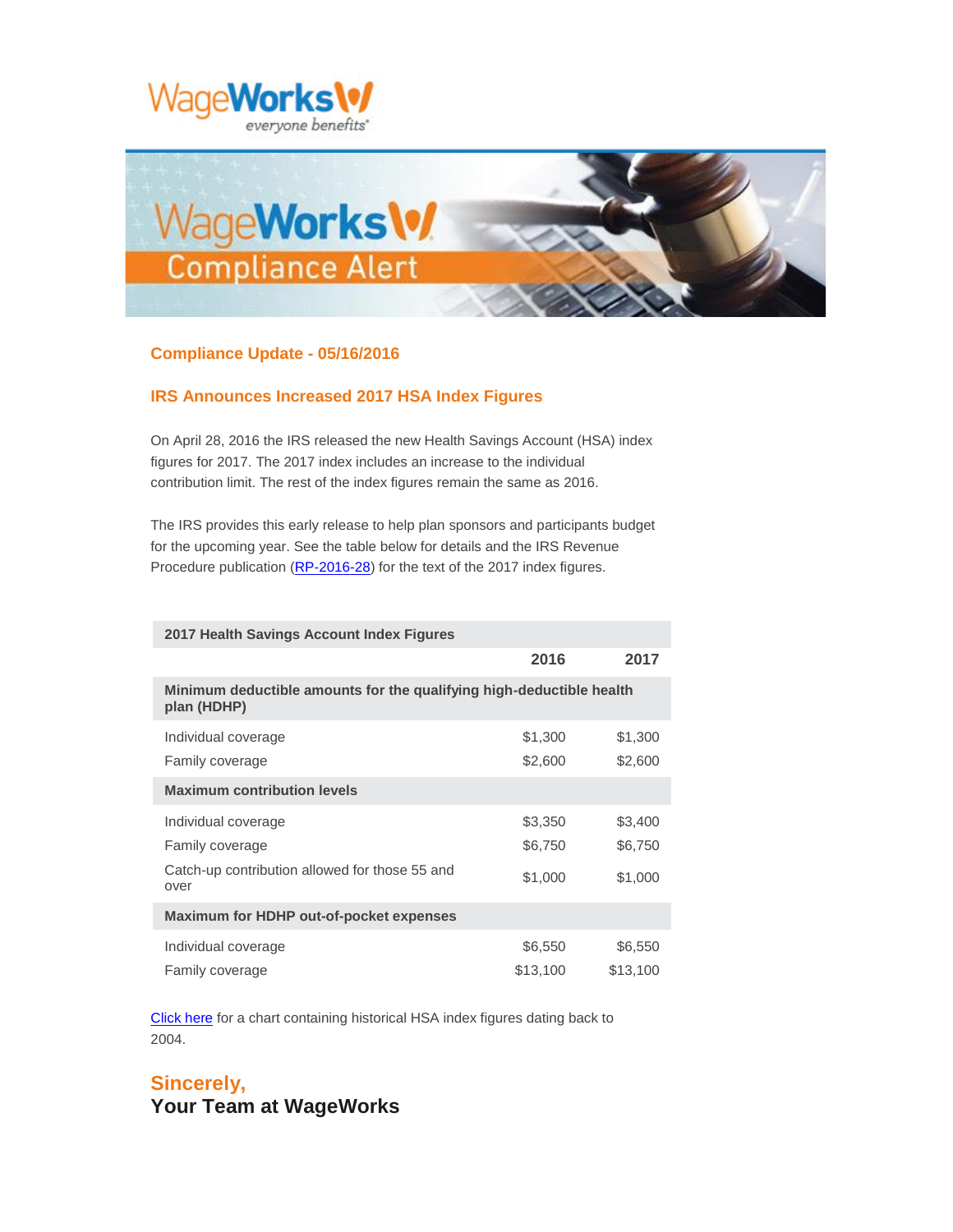WageWorks
everyone benefits

WageWorks Compliance Alert

## Compliance Update - 05/16/2016

### IRS Announces Increased 2017 HSA Index Figures

On April 28, 2016 the IRS released the new Health Savings Account (HSA) index figures for 2017. The 2017 index includes an increase to the individual contribution limit. The rest of the index figures remain the same as 2016.

The IRS provides this early release to help plan sponsors and participants budget for the upcoming year. See the table below for details and the IRS Revenue Procedure publication (RP-2016-28) for the text of the 2017 index figures.

| 2017 Health Savings Account Index Figures | | |
|---|---|---|
| | **2016** | **2017** |
| **Minimum deductible amounts for the qualifying high-deductible health plan (HDHP)** | | |
| Individual coverage | $1,300 | $1,300 |
| Family coverage | $2,600 | $2,600 |
| **Maximum contribution levels** | | |
| Individual coverage | $3,350 | $3,400 |
| Family coverage | $6,750 | $6,750 |
| Catch-up contribution allowed for those 55 and over | $1,000 | $1,000 |
| **Maximum for HDHP out-of-pocket expenses** | | |
| Individual coverage | $6,550 | $6,550 |
| Family coverage | $13,100 | $13,100 |

Click here for a chart containing historical HSA index figures dating back to 2004.

**Sincerely,**
**Your Team at WageWorks**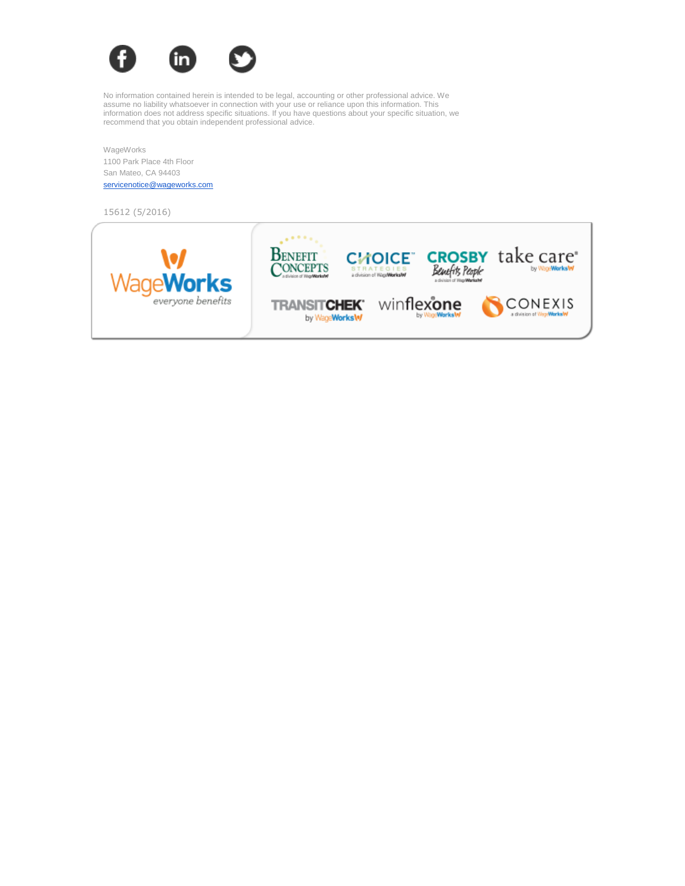No information contained herein is intended to be legal, accounting or other professional advice. We assume no liability whatsoever in connection with your use or reliance upon this information. This information does not address specific situations. If you have questions about your specific situation, we recommend that you obtain independent professional advice.

WageWorks
1100 Park Place 4th Floor
San Mateo, CA 94403
servicenotice@wageworks.com

15612 (5/2016)